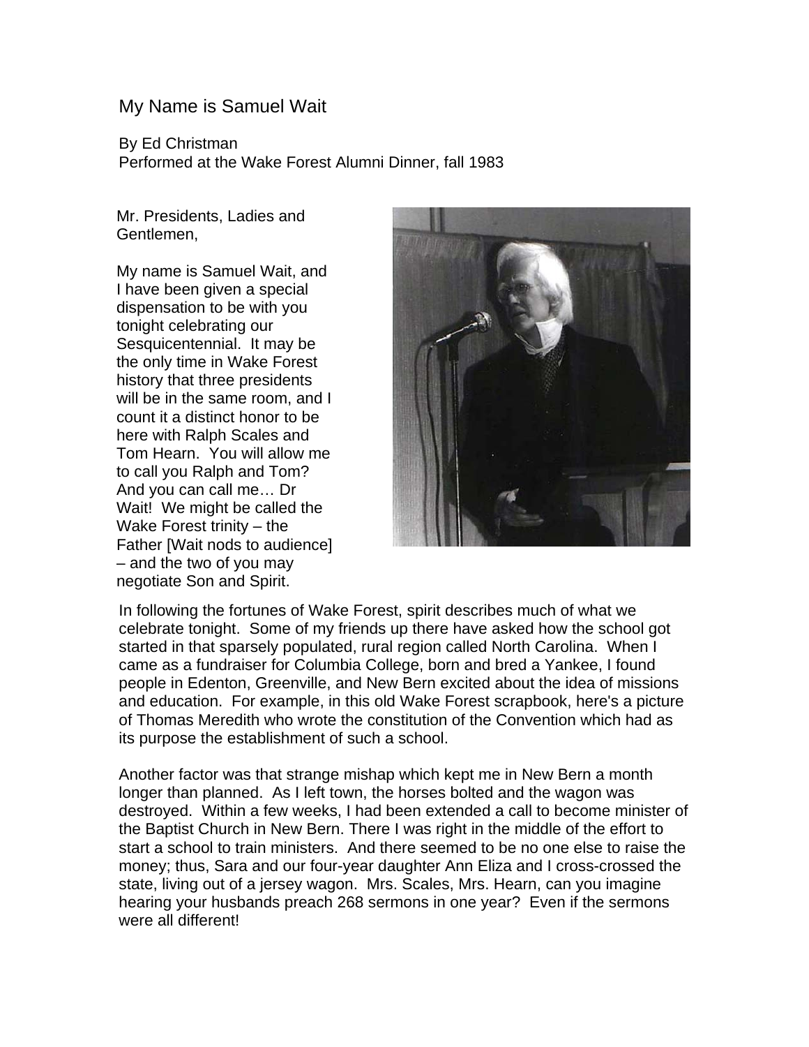# My Name is Samuel Wait

By Ed Christman
Performed at the Wake Forest Alumni Dinner, fall 1983

Mr. Presidents, Ladies and Gentlemen,

My name is Samuel Wait, and I have been given a special dispensation to be with you tonight celebrating our Sesquicentennial. It may be the only time in Wake Forest history that three presidents will be in the same room, and I count it a distinct honor to be here with Ralph Scales and Tom Hearn. You will allow me to call you Ralph and Tom? And you can call me… Dr Wait! We might be called the Wake Forest trinity – the Father [Wait nods to audience] – and the two of you may negotiate Son and Spirit.

In following the fortunes of Wake Forest, spirit describes much of what we celebrate tonight. Some of my friends up there have asked how the school got started in that sparsely populated, rural region called North Carolina. When I came as a fundraiser for Columbia College, born and bred a Yankee, I found people in Edenton, Greenville, and New Bern excited about the idea of missions and education. For example, in this old Wake Forest scrapbook, here's a picture of Thomas Meredith who wrote the constitution of the Convention which had as its purpose the establishment of such a school.

Another factor was that strange mishap which kept me in New Bern a month longer than planned. As I left town, the horses bolted and the wagon was destroyed. Within a few weeks, I had been extended a call to become minister of the Baptist Church in New Bern. There I was right in the middle of the effort to start a school to train ministers. And there seemed to be no one else to raise the money; thus, Sara and our four-year daughter Ann Eliza and I cross-crossed the state, living out of a jersey wagon. Mrs. Scales, Mrs. Hearn, can you imagine hearing your husbands preach 268 sermons in one year? Even if the sermons were all different!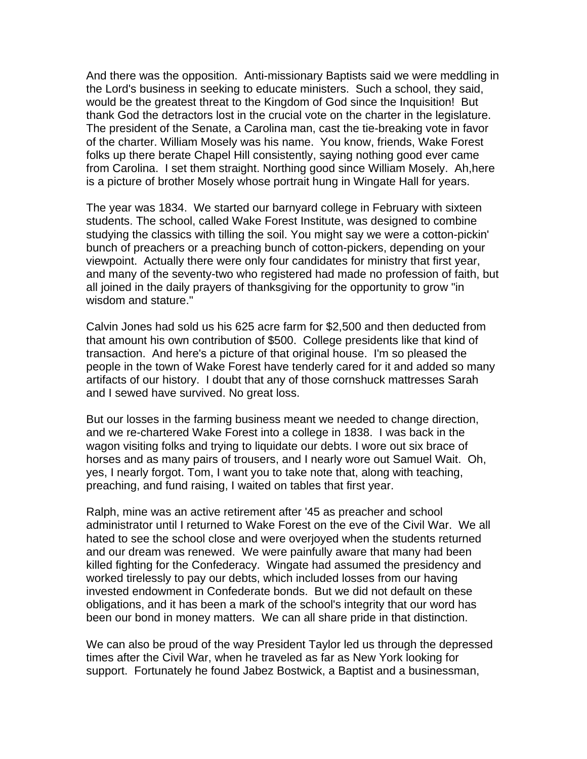And there was the opposition. Anti-missionary Baptists said we were meddling in the Lord's business in seeking to educate ministers. Such a school, they said, would be the greatest threat to the Kingdom of God since the Inquisition! But thank God the detractors lost in the crucial vote on the charter in the legislature. The president of the Senate, a Carolina man, cast the tie-breaking vote in favor of the charter. William Mosely was his name. You know, friends, Wake Forest folks up there berate Chapel Hill consistently, saying nothing good ever came from Carolina. I set them straight. Northing good since William Mosely. Ah,here is a picture of brother Mosely whose portrait hung in Wingate Hall for years.

The year was 1834. We started our barnyard college in February with sixteen students. The school, called Wake Forest Institute, was designed to combine studying the classics with tilling the soil. You might say we were a cotton-pickin' bunch of preachers or a preaching bunch of cotton-pickers, depending on your viewpoint. Actually there were only four candidates for ministry that first year, and many of the seventy-two who registered had made no profession of faith, but all joined in the daily prayers of thanksgiving for the opportunity to grow "in wisdom and stature."

Calvin Jones had sold us his 625 acre farm for $2,500 and then deducted from that amount his own contribution of $500. College presidents like that kind of transaction. And here's a picture of that original house. I'm so pleased the people in the town of Wake Forest have tenderly cared for it and added so many artifacts of our history. I doubt that any of those cornshuck mattresses Sarah and I sewed have survived. No great loss.

But our losses in the farming business meant we needed to change direction, and we re-chartered Wake Forest into a college in 1838. I was back in the wagon visiting folks and trying to liquidate our debts. I wore out six brace of horses and as many pairs of trousers, and I nearly wore out Samuel Wait. Oh, yes, I nearly forgot. Tom, I want you to take note that, along with teaching, preaching, and fund raising, I waited on tables that first year.

Ralph, mine was an active retirement after '45 as preacher and school administrator until I returned to Wake Forest on the eve of the Civil War. We all hated to see the school close and were overjoyed when the students returned and our dream was renewed. We were painfully aware that many had been killed fighting for the Confederacy. Wingate had assumed the presidency and worked tirelessly to pay our debts, which included losses from our having invested endowment in Confederate bonds. But we did not default on these obligations, and it has been a mark of the school's integrity that our word has been our bond in money matters. We can all share pride in that distinction.

We can also be proud of the way President Taylor led us through the depressed times after the Civil War, when he traveled as far as New York looking for support. Fortunately he found Jabez Bostwick, a Baptist and a businessman,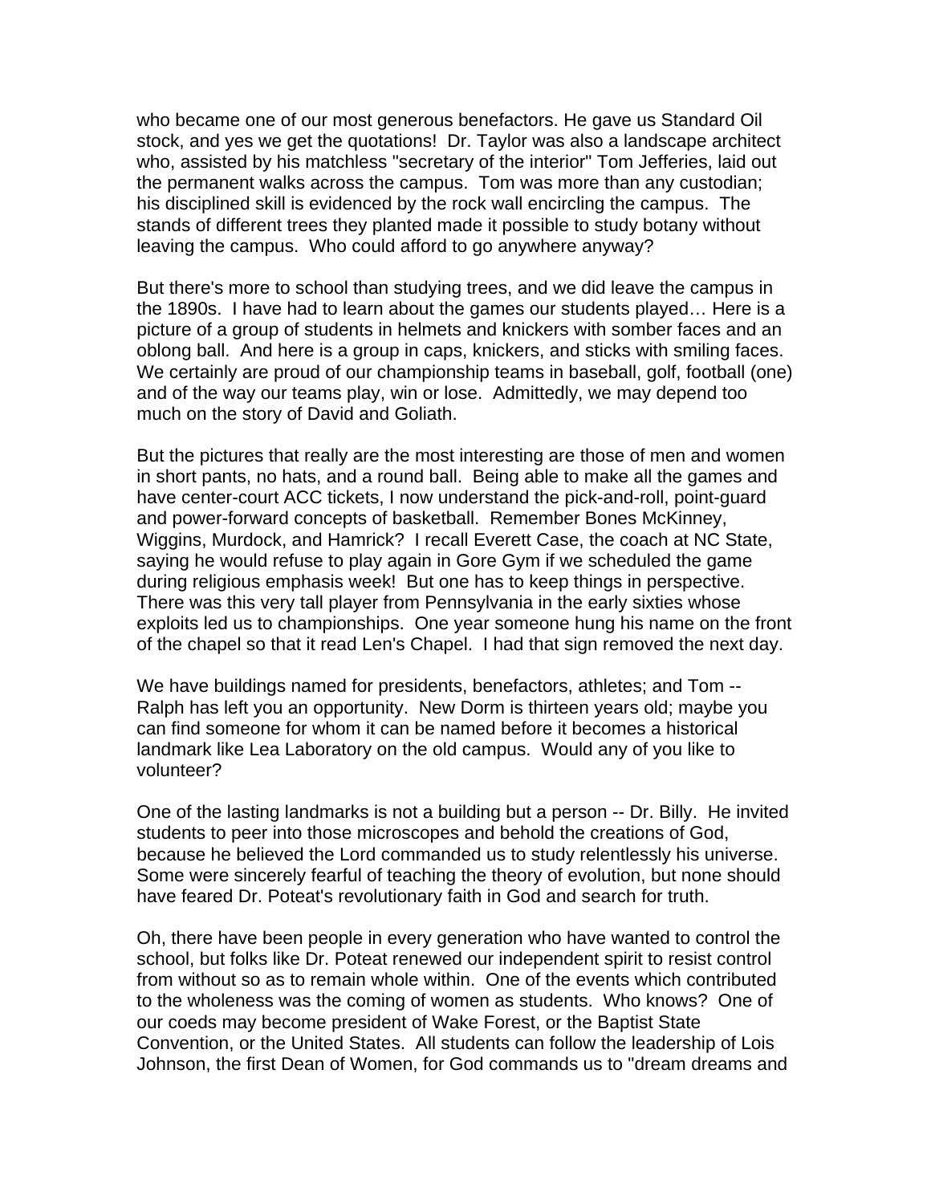who became one of our most generous benefactors. He gave us Standard Oil stock, and yes we get the quotations! Dr. Taylor was also a landscape architect who, assisted by his matchless "secretary of the interior" Tom Jefferies, laid out the permanent walks across the campus. Tom was more than any custodian; his disciplined skill is evidenced by the rock wall encircling the campus. The stands of different trees they planted made it possible to study botany without leaving the campus. Who could afford to go anywhere anyway?

But there's more to school than studying trees, and we did leave the campus in the 1890s. I have had to learn about the games our students played… Here is a picture of a group of students in helmets and knickers with somber faces and an oblong ball. And here is a group in caps, knickers, and sticks with smiling faces. We certainly are proud of our championship teams in baseball, golf, football (one) and of the way our teams play, win or lose. Admittedly, we may depend too much on the story of David and Goliath.

But the pictures that really are the most interesting are those of men and women in short pants, no hats, and a round ball. Being able to make all the games and have center-court ACC tickets, I now understand the pick-and-roll, point-guard and power-forward concepts of basketball. Remember Bones McKinney, Wiggins, Murdock, and Hamrick? I recall Everett Case, the coach at NC State, saying he would refuse to play again in Gore Gym if we scheduled the game during religious emphasis week! But one has to keep things in perspective. There was this very tall player from Pennsylvania in the early sixties whose exploits led us to championships. One year someone hung his name on the front of the chapel so that it read Len's Chapel. I had that sign removed the next day.

We have buildings named for presidents, benefactors, athletes; and Tom -- Ralph has left you an opportunity. New Dorm is thirteen years old; maybe you can find someone for whom it can be named before it becomes a historical landmark like Lea Laboratory on the old campus. Would any of you like to volunteer?

One of the lasting landmarks is not a building but a person -- Dr. Billy. He invited students to peer into those microscopes and behold the creations of God, because he believed the Lord commanded us to study relentlessly his universe. Some were sincerely fearful of teaching the theory of evolution, but none should have feared Dr. Poteat's revolutionary faith in God and search for truth.

Oh, there have been people in every generation who have wanted to control the school, but folks like Dr. Poteat renewed our independent spirit to resist control from without so as to remain whole within. One of the events which contributed to the wholeness was the coming of women as students. Who knows? One of our coeds may become president of Wake Forest, or the Baptist State Convention, or the United States. All students can follow the leadership of Lois Johnson, the first Dean of Women, for God commands us to "dream dreams and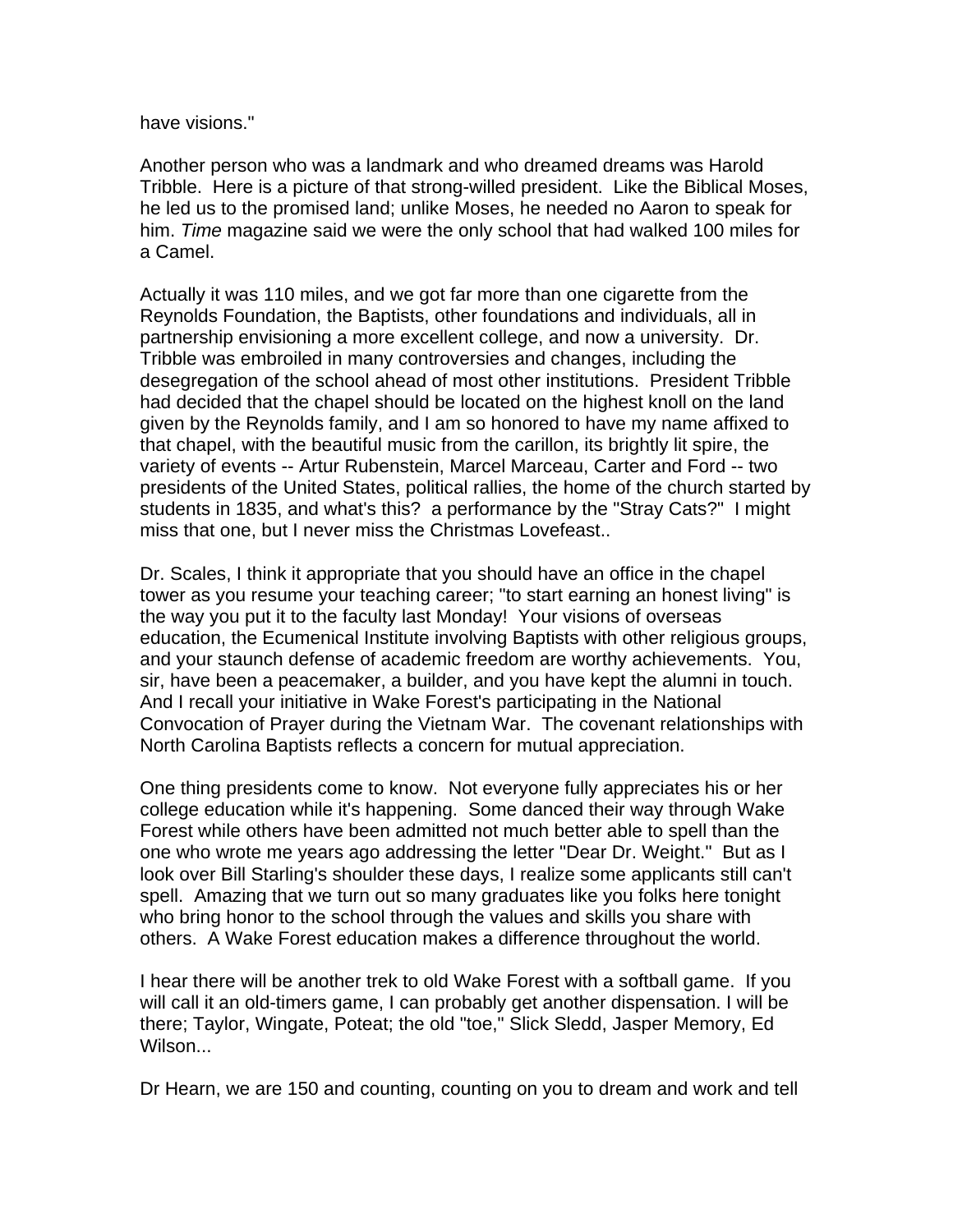have visions."

Another person who was a landmark and who dreamed dreams was Harold Tribble. Here is a picture of that strong-willed president. Like the Biblical Moses, he led us to the promised land; unlike Moses, he needed no Aaron to speak for him. *Time* magazine said we were the only school that had walked 100 miles for a Camel.

Actually it was 110 miles, and we got far more than one cigarette from the Reynolds Foundation, the Baptists, other foundations and individuals, all in partnership envisioning a more excellent college, and now a university. Dr. Tribble was embroiled in many controversies and changes, including the desegregation of the school ahead of most other institutions. President Tribble had decided that the chapel should be located on the highest knoll on the land given by the Reynolds family, and I am so honored to have my name affixed to that chapel, with the beautiful music from the carillon, its brightly lit spire, the variety of events -- Artur Rubenstein, Marcel Marceau, Carter and Ford -- two presidents of the United States, political rallies, the home of the church started by students in 1835, and what's this? a performance by the "Stray Cats?" I might miss that one, but I never miss the Christmas Lovefeast..

Dr. Scales, I think it appropriate that you should have an office in the chapel tower as you resume your teaching career; "to start earning an honest living" is the way you put it to the faculty last Monday! Your visions of overseas education, the Ecumenical Institute involving Baptists with other religious groups, and your staunch defense of academic freedom are worthy achievements. You, sir, have been a peacemaker, a builder, and you have kept the alumni in touch. And I recall your initiative in Wake Forest's participating in the National Convocation of Prayer during the Vietnam War. The covenant relationships with North Carolina Baptists reflects a concern for mutual appreciation.

One thing presidents come to know. Not everyone fully appreciates his or her college education while it's happening. Some danced their way through Wake Forest while others have been admitted not much better able to spell than the one who wrote me years ago addressing the letter "Dear Dr. Weight." But as I look over Bill Starling's shoulder these days, I realize some applicants still can't spell. Amazing that we turn out so many graduates like you folks here tonight who bring honor to the school through the values and skills you share with others. A Wake Forest education makes a difference throughout the world.

I hear there will be another trek to old Wake Forest with a softball game. If you will call it an old-timers game, I can probably get another dispensation. I will be there; Taylor, Wingate, Poteat; the old "toe," Slick Sledd, Jasper Memory, Ed Wilson...

Dr Hearn, we are 150 and counting, counting on you to dream and work and tell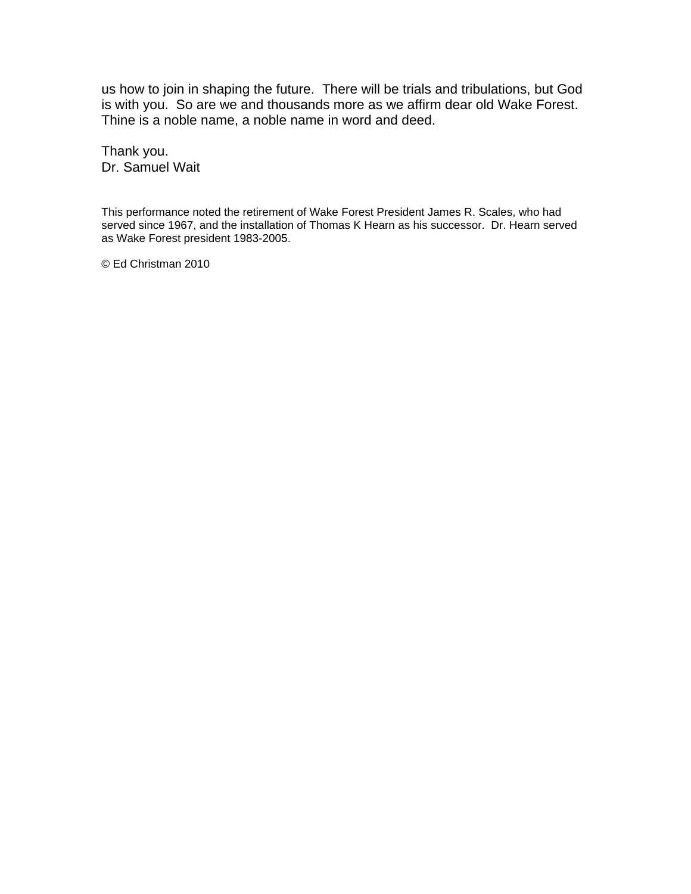us how to join in shaping the future. There will be trials and tribulations, but God is with you. So are we and thousands more as we affirm dear old Wake Forest. Thine is a noble name, a noble name in word and deed.

Thank you.
Dr. Samuel Wait

This performance noted the retirement of Wake Forest President James R. Scales, who had served since 1967, and the installation of Thomas K Hearn as his successor. Dr. Hearn served as Wake Forest president 1983-2005.

© Ed Christman 2010